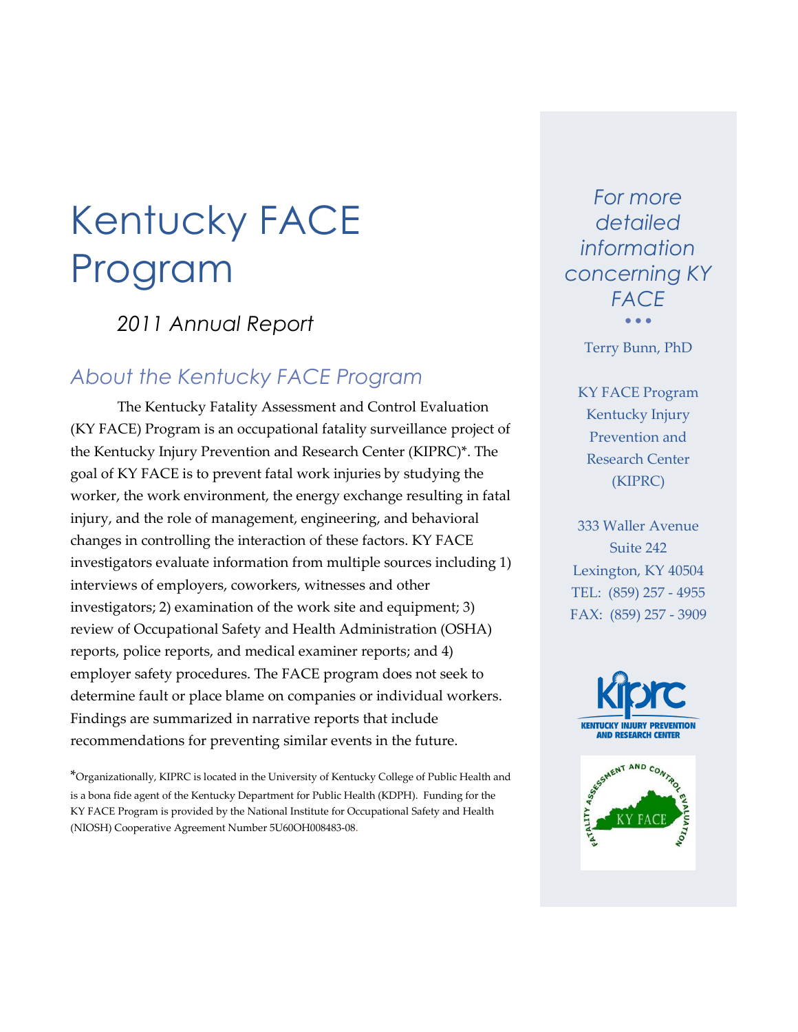# Kentucky FACE Program

*2011 Annual Report*

## *About the Kentucky FACE Program*

The Kentucky Fatality Assessment and Control Evaluation (KY FACE) Program is an occupational fatality surveillance project of the Kentucky Injury Prevention and Research Center (KIPRC)*. The goal of KY FACE is to prevent fatal work injuries by studying the worker, the work environment, the energy exchange resulting in fatal injury, and the role of management, engineering, and behavioral changes in controlling the interaction of these factors. KY FACE investigators evaluate information from multiple sources including 1) interviews of employers, coworkers, witnesses and other investigators; 2) examination of the work site and equipment; 3) review of Occupational Safety and Health Administration (OSHA) reports, police reports, and medical examiner reports; and 4) employer safety procedures. The FACE program does not seek to determine fault or place blame on companies or individual workers. Findings are summarized in narrative reports that include recommendations for preventing similar events in the future.

*Organizationally, KIPRC is located in the University of Kentucky College of Public Health and is a bona fide agent of the Kentucky Department for Public Health (KDPH). Funding for the KY FACE Program is provided by the National Institute for Occupational Safety and Health (NIOSH) Cooperative Agreement Number 5U60OH008483-08.

*For more detailed information concerning KY FACE*

Terry Bunn, PhD

KY FACE Program
Kentucky Injury Prevention and Research Center (KIPRC)

333 Waller Avenue
Suite 242
Lexington, KY 40504
TEL: (859) 257 - 4955
FAX: (859) 257 - 3909

KIPRC
KENTUCKY INJURY PREVENTION AND RESEARCH CENTER

FATALITY ASSESSMENT AND CONTROL EVALUATION
KY FACE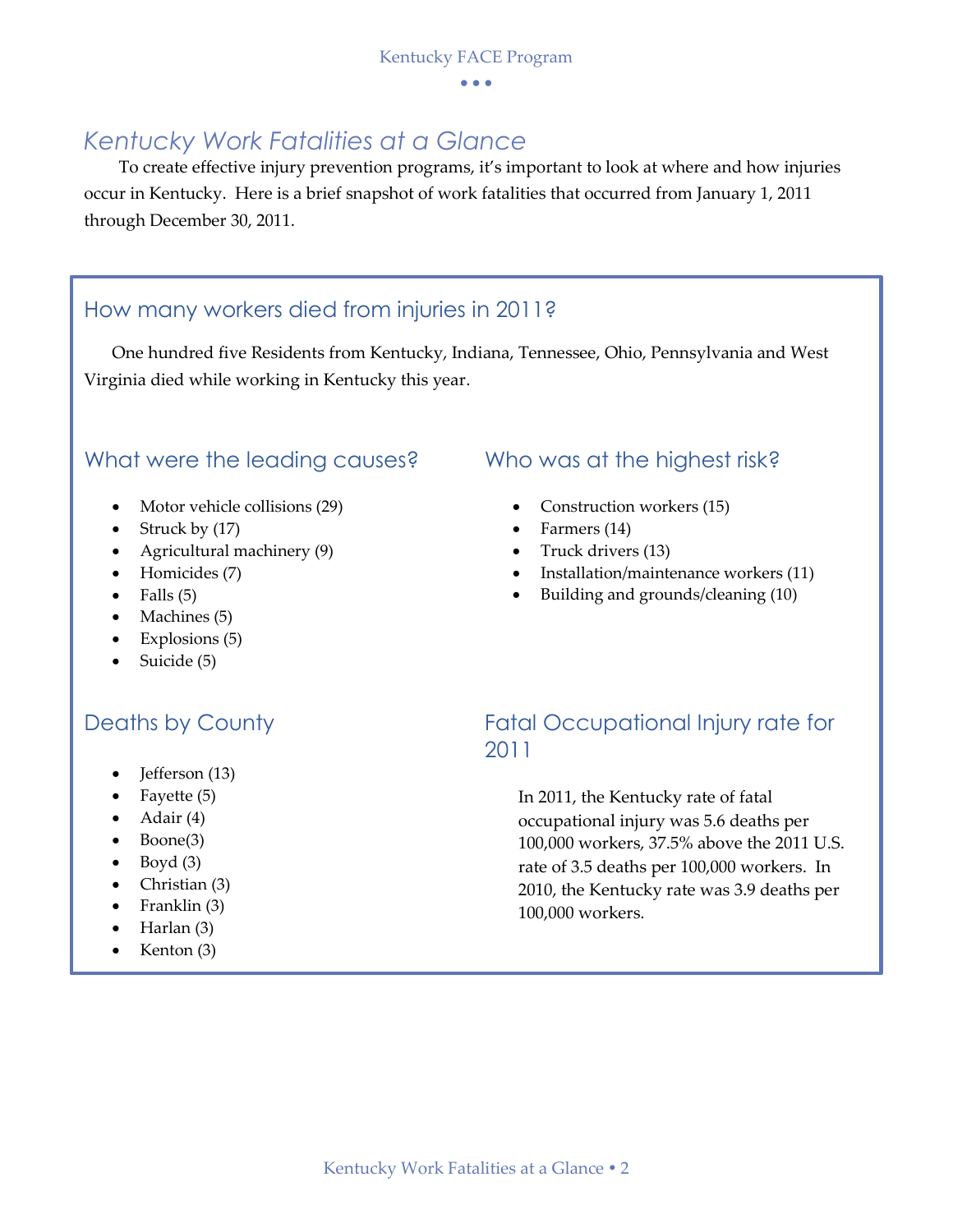# Kentucky Work Fatalities at a Glance

To create effective injury prevention programs, it's important to look at where and how injuries occur in Kentucky. Here is a brief snapshot of work fatalities that occurred from January 1, 2011 through December 30, 2011.

## How many workers died from injuries in 2011?

One hundred five Residents from Kentucky, Indiana, Tennessee, Ohio, Pennsylvania and West Virginia died while working in Kentucky this year.

## What were the leading causes?

- Motor vehicle collisions (29)
- Struck by (17)
- Agricultural machinery (9)
- Homicides (7)
- Falls (5)
- Machines (5)
- Explosions (5)
- Suicide (5)

## Who was at the highest risk?

- Construction workers (15)
- Farmers (14)
- Truck drivers (13)
- Installation/maintenance workers (11)
- Building and grounds/cleaning (10)

## Deaths by County

- Jefferson (13)
- Fayette (5)
- Adair (4)
- Boone(3)
- Boyd (3)
- Christian (3)
- Franklin (3)
- Harlan (3)
- Kenton (3)

## Fatal Occupational Injury rate for 2011

In 2011, the Kentucky rate of fatal occupational injury was 5.6 deaths per 100,000 workers, 37.5% above the 2011 U.S. rate of 3.5 deaths per 100,000 workers. In 2010, the Kentucky rate was 3.9 deaths per 100,000 workers.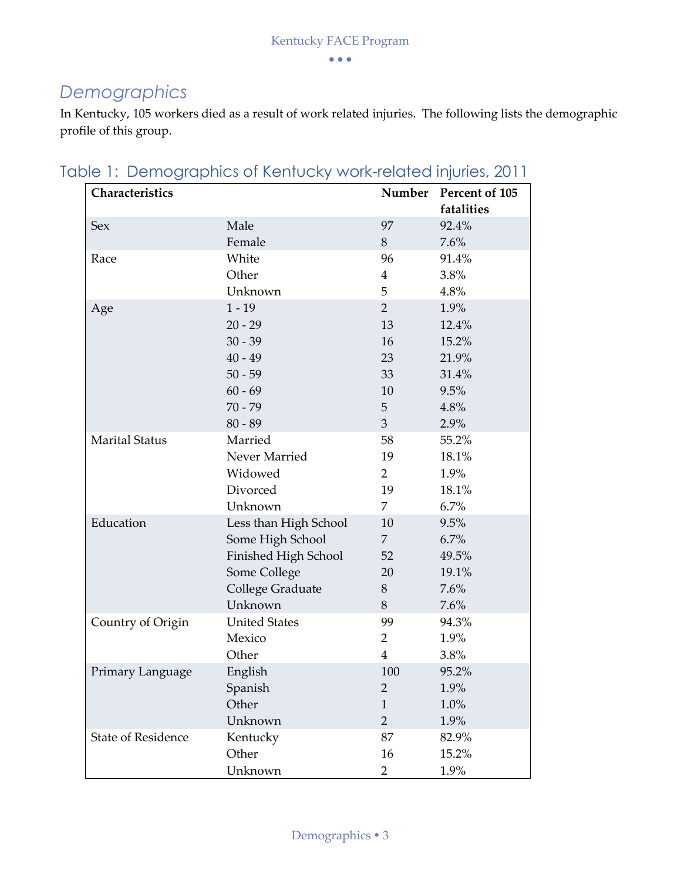## Demographics

In Kentucky, 105 workers died as a result of work related injuries. The following lists the demographic profile of this group.

### Table 1: Demographics of Kentucky work-related injuries, 2011

| Characteristics | | Number | Percent of 105 fatalities |
|---|---|---|---|
| Sex | Male | 97 | 92.4% |
| | Female | 8 | 7.6% |
| Race | White | 96 | 91.4% |
| | Other | 4 | 3.8% |
| | Unknown | 5 | 4.8% |
| Age | 1 - 19 | 2 | 1.9% |
| | 20 - 29 | 13 | 12.4% |
| | 30 - 39 | 16 | 15.2% |
| | 40 - 49 | 23 | 21.9% |
| | 50 - 59 | 33 | 31.4% |
| | 60 - 69 | 10 | 9.5% |
| | 70 - 79 | 5 | 4.8% |
| | 80 - 89 | 3 | 2.9% |
| Marital Status | Married | 58 | 55.2% |
| | Never Married | 19 | 18.1% |
| | Widowed | 2 | 1.9% |
| | Divorced | 19 | 18.1% |
| | Unknown | 7 | 6.7% |
| Education | Less than High School | 10 | 9.5% |
| | Some High School | 7 | 6.7% |
| | Finished High School | 52 | 49.5% |
| | Some College | 20 | 19.1% |
| | College Graduate | 8 | 7.6% |
| | Unknown | 8 | 7.6% |
| Country of Origin | United States | 99 | 94.3% |
| | Mexico | 2 | 1.9% |
| | Other | 4 | 3.8% |
| Primary Language | English | 100 | 95.2% |
| | Spanish | 2 | 1.9% |
| | Other | 1 | 1.0% |
| | Unknown | 2 | 1.9% |
| State of Residence | Kentucky | 87 | 82.9% |
| | Other | 16 | 15.2% |
| | Unknown | 2 | 1.9% |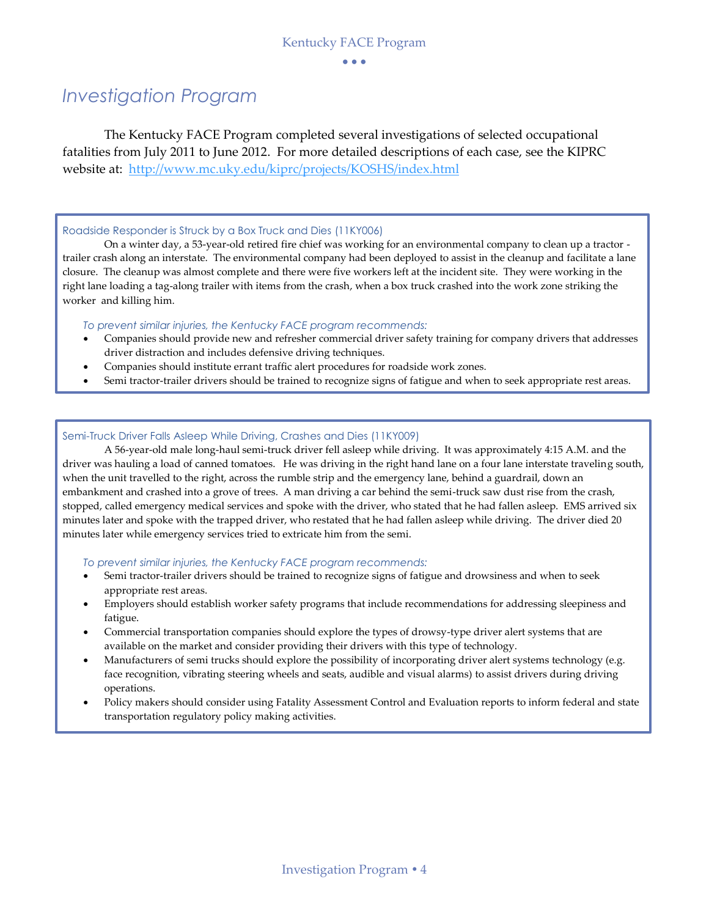## Investigation Program

The Kentucky FACE Program completed several investigations of selected occupational fatalities from July 2011 to June 2012. For more detailed descriptions of each case, see the KIPRC website at: http://www.mc.uky.edu/kiprc/projects/KOSHS/index.html

### Roadside Responder is Struck by a Box Truck and Dies (11KY006)

On a winter day, a 53-year-old retired fire chief was working for an environmental company to clean up a tractor - trailer crash along an interstate. The environmental company had been deployed to assist in the cleanup and facilitate a lane closure. The cleanup was almost complete and there were five workers left at the incident site. They were working in the right lane loading a tag-along trailer with items from the crash, when a box truck crashed into the work zone striking the worker and killing him.

*To prevent similar injuries, the Kentucky FACE program recommends:*

- Companies should provide new and refresher commercial driver safety training for company drivers that addresses driver distraction and includes defensive driving techniques.
- Companies should institute errant traffic alert procedures for roadside work zones.
- Semi tractor-trailer drivers should be trained to recognize signs of fatigue and when to seek appropriate rest areas.

### Semi-Truck Driver Falls Asleep While Driving, Crashes and Dies (11KY009)

A 56-year-old male long-haul semi-truck driver fell asleep while driving. It was approximately 4:15 A.M. and the driver was hauling a load of canned tomatoes. He was driving in the right hand lane on a four lane interstate traveling south, when the unit travelled to the right, across the rumble strip and the emergency lane, behind a guardrail, down an embankment and crashed into a grove of trees. A man driving a car behind the semi-truck saw dust rise from the crash, stopped, called emergency medical services and spoke with the driver, who stated that he had fallen asleep. EMS arrived six minutes later and spoke with the trapped driver, who restated that he had fallen asleep while driving. The driver died 20 minutes later while emergency services tried to extricate him from the semi.

*To prevent similar injuries, the Kentucky FACE program recommends:*

- Semi tractor-trailer drivers should be trained to recognize signs of fatigue and drowsiness and when to seek appropriate rest areas.
- Employers should establish worker safety programs that include recommendations for addressing sleepiness and fatigue.
- Commercial transportation companies should explore the types of drowsy-type driver alert systems that are available on the market and consider providing their drivers with this type of technology.
- Manufacturers of semi trucks should explore the possibility of incorporating driver alert systems technology (e.g. face recognition, vibrating steering wheels and seats, audible and visual alarms) to assist drivers during driving operations.
- Policy makers should consider using Fatality Assessment Control and Evaluation reports to inform federal and state transportation regulatory policy making activities.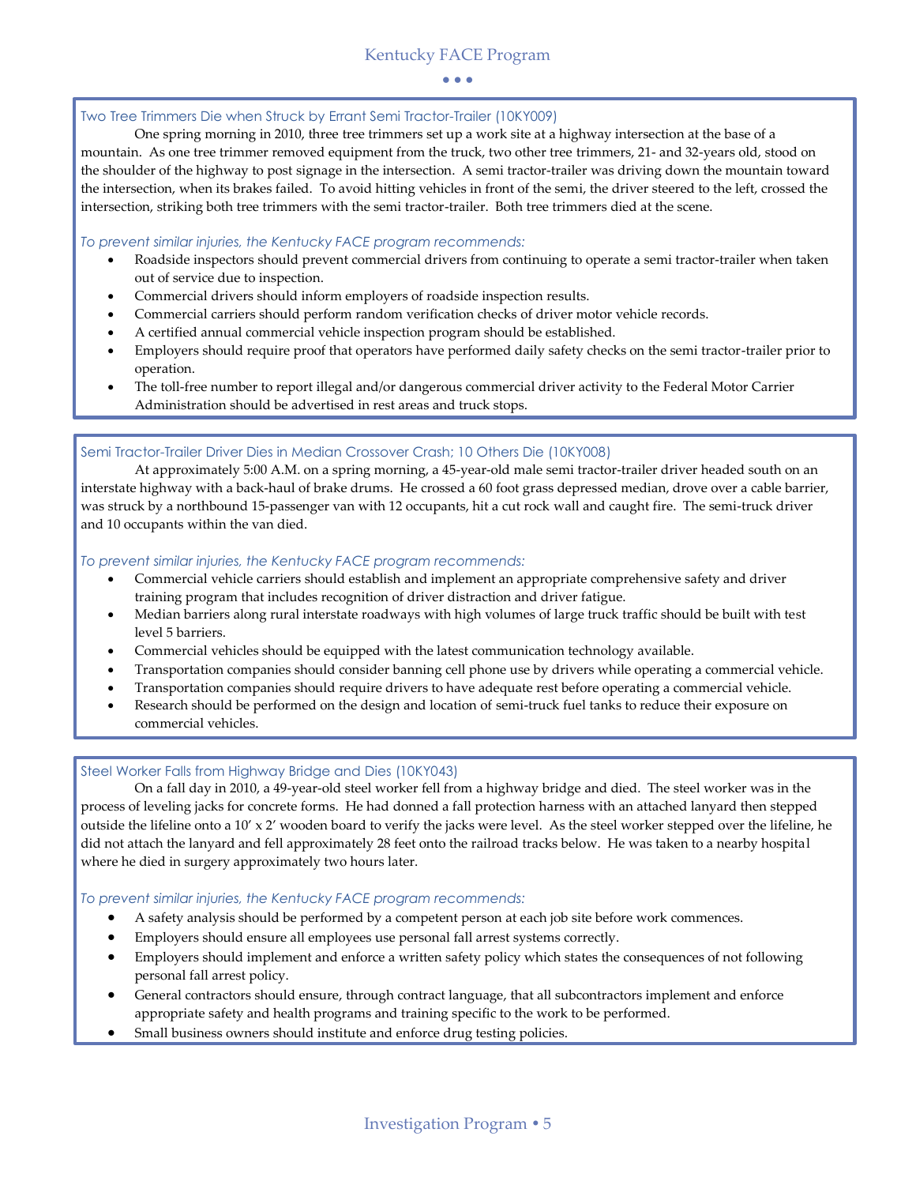## Two Tree Trimmers Die when Struck by Errant Semi Tractor-Trailer (10KY009)

One spring morning in 2010, three tree trimmers set up a work site at a highway intersection at the base of a mountain. As one tree trimmer removed equipment from the truck, two other tree trimmers, 21- and 32-years old, stood on the shoulder of the highway to post signage in the intersection. A semi tractor-trailer was driving down the mountain toward the intersection, when its brakes failed. To avoid hitting vehicles in front of the semi, the driver steered to the left, crossed the intersection, striking both tree trimmers with the semi tractor-trailer. Both tree trimmers died at the scene.

*To prevent similar injuries, the Kentucky FACE program recommends:*

- Roadside inspectors should prevent commercial drivers from continuing to operate a semi tractor-trailer when taken out of service due to inspection.
- Commercial drivers should inform employers of roadside inspection results.
- Commercial carriers should perform random verification checks of driver motor vehicle records.
- A certified annual commercial vehicle inspection program should be established.
- Employers should require proof that operators have performed daily safety checks on the semi tractor-trailer prior to operation.
- The toll-free number to report illegal and/or dangerous commercial driver activity to the Federal Motor Carrier Administration should be advertised in rest areas and truck stops.

## Semi Tractor-Trailer Driver Dies in Median Crossover Crash; 10 Others Die (10KY008)

At approximately 5:00 A.M. on a spring morning, a 45-year-old male semi tractor-trailer driver headed south on an interstate highway with a back-haul of brake drums. He crossed a 60 foot grass depressed median, drove over a cable barrier, was struck by a northbound 15-passenger van with 12 occupants, hit a cut rock wall and caught fire. The semi-truck driver and 10 occupants within the van died.

*To prevent similar injuries, the Kentucky FACE program recommends:*

- Commercial vehicle carriers should establish and implement an appropriate comprehensive safety and driver training program that includes recognition of driver distraction and driver fatigue.
- Median barriers along rural interstate roadways with high volumes of large truck traffic should be built with test level 5 barriers.
- Commercial vehicles should be equipped with the latest communication technology available.
- Transportation companies should consider banning cell phone use by drivers while operating a commercial vehicle.
- Transportation companies should require drivers to have adequate rest before operating a commercial vehicle.
- Research should be performed on the design and location of semi-truck fuel tanks to reduce their exposure on commercial vehicles.

## Steel Worker Falls from Highway Bridge and Dies (10KY043)

On a fall day in 2010, a 49-year-old steel worker fell from a highway bridge and died. The steel worker was in the process of leveling jacks for concrete forms. He had donned a fall protection harness with an attached lanyard then stepped outside the lifeline onto a 10′ x 2′ wooden board to verify the jacks were level. As the steel worker stepped over the lifeline, he did not attach the lanyard and fell approximately 28 feet onto the railroad tracks below. He was taken to a nearby hospital where he died in surgery approximately two hours later.

*To prevent similar injuries, the Kentucky FACE program recommends:*

- A safety analysis should be performed by a competent person at each job site before work commences.
- Employers should ensure all employees use personal fall arrest systems correctly.
- Employers should implement and enforce a written safety policy which states the consequences of not following personal fall arrest policy.
- General contractors should ensure, through contract language, that all subcontractors implement and enforce appropriate safety and health programs and training specific to the work to be performed.
- Small business owners should institute and enforce drug testing policies.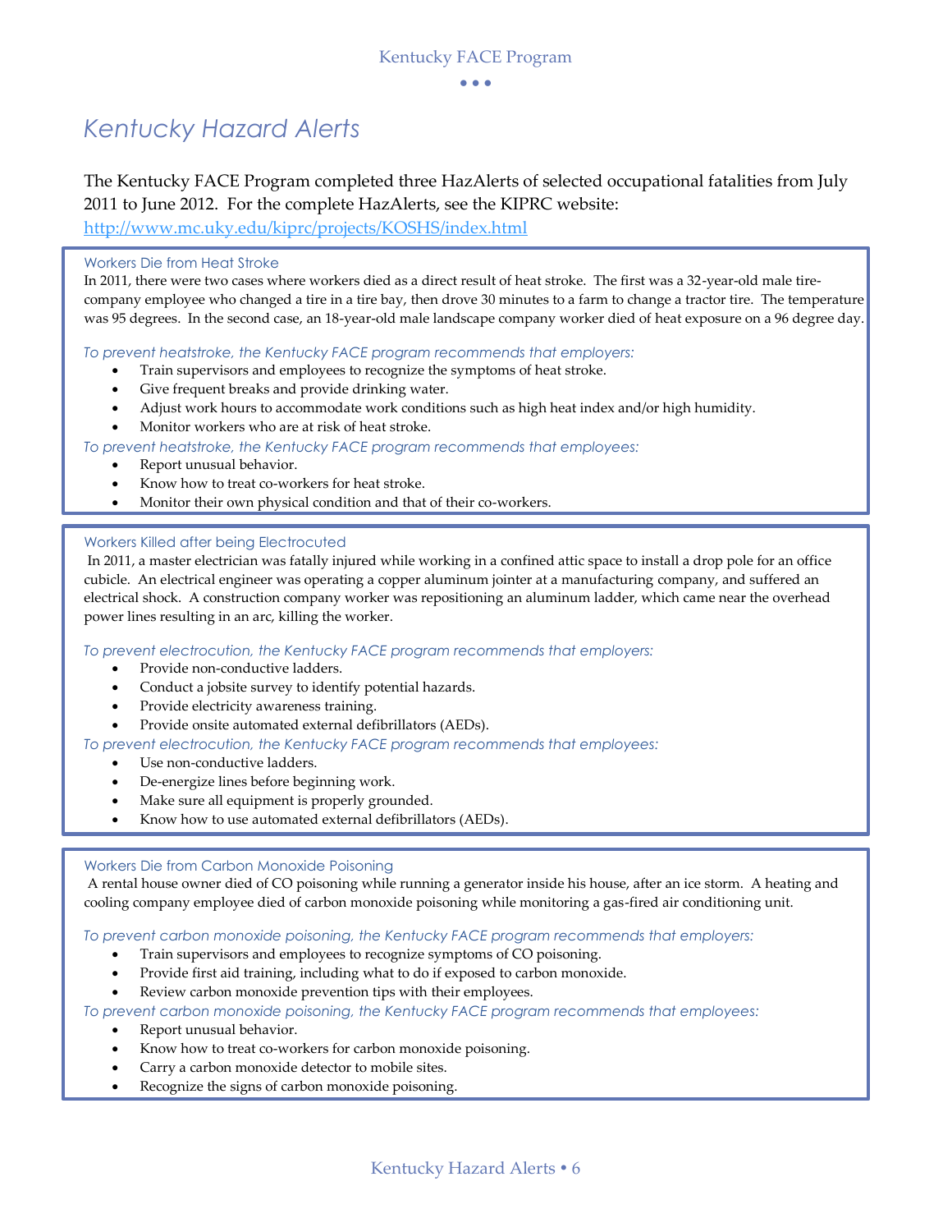# Kentucky Hazard Alerts

The Kentucky FACE Program completed three HazAlerts of selected occupational fatalities from July 2011 to June 2012. For the complete HazAlerts, see the KIPRC website: http://www.mc.uky.edu/kiprc/projects/KOSHS/index.html

## Workers Die from Heat Stroke

In 2011, there were two cases where workers died as a direct result of heat stroke. The first was a 32-year-old male tire-company employee who changed a tire in a tire bay, then drove 30 minutes to a farm to change a tractor tire. The temperature was 95 degrees. In the second case, an 18-year-old male landscape company worker died of heat exposure on a 96 degree day.

*To prevent heatstroke, the Kentucky FACE program recommends that employers:*

- Train supervisors and employees to recognize the symptoms of heat stroke.
- Give frequent breaks and provide drinking water.
- Adjust work hours to accommodate work conditions such as high heat index and/or high humidity.
- Monitor workers who are at risk of heat stroke.

*To prevent heatstroke, the Kentucky FACE program recommends that employees:*

- Report unusual behavior.
- Know how to treat co-workers for heat stroke.
- Monitor their own physical condition and that of their co-workers.

## Workers Killed after being Electrocuted

In 2011, a master electrician was fatally injured while working in a confined attic space to install a drop pole for an office cubicle. An electrical engineer was operating a copper aluminum jointer at a manufacturing company, and suffered an electrical shock. A construction company worker was repositioning an aluminum ladder, which came near the overhead power lines resulting in an arc, killing the worker.

*To prevent electrocution, the Kentucky FACE program recommends that employers:*

- Provide non-conductive ladders.
- Conduct a jobsite survey to identify potential hazards.
- Provide electricity awareness training.
- Provide onsite automated external defibrillators (AEDs).

*To prevent electrocution, the Kentucky FACE program recommends that employees:*

- Use non-conductive ladders.
- De-energize lines before beginning work.
- Make sure all equipment is properly grounded.
- Know how to use automated external defibrillators (AEDs).

## Workers Die from Carbon Monoxide Poisoning

A rental house owner died of CO poisoning while running a generator inside his house, after an ice storm. A heating and cooling company employee died of carbon monoxide poisoning while monitoring a gas-fired air conditioning unit.

*To prevent carbon monoxide poisoning, the Kentucky FACE program recommends that employers:*

- Train supervisors and employees to recognize symptoms of CO poisoning.
- Provide first aid training, including what to do if exposed to carbon monoxide.
- Review carbon monoxide prevention tips with their employees.

*To prevent carbon monoxide poisoning, the Kentucky FACE program recommends that employees:*

- Report unusual behavior.
- Know how to treat co-workers for carbon monoxide poisoning.
- Carry a carbon monoxide detector to mobile sites.
- Recognize the signs of carbon monoxide poisoning.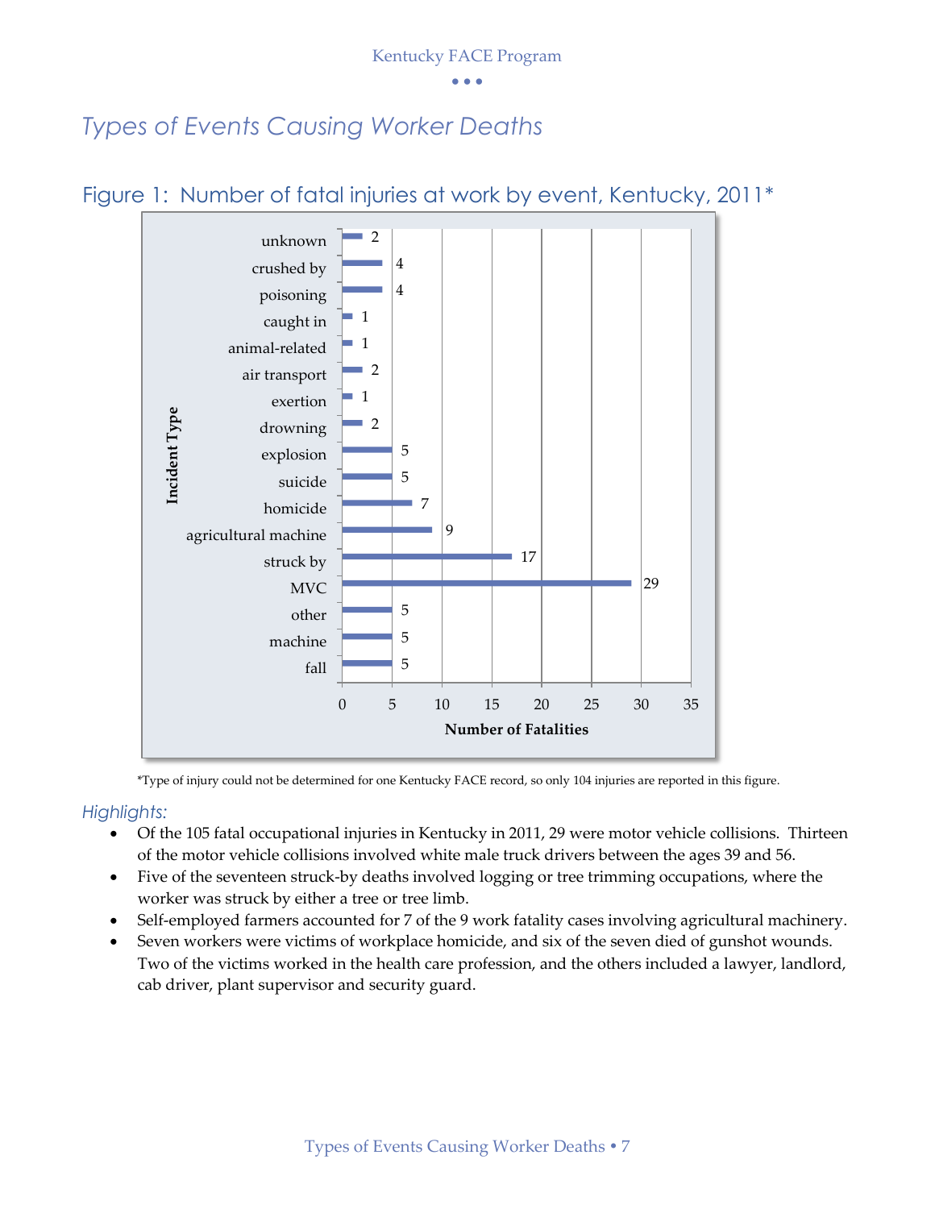# Types of Events Causing Worker Deaths

## Figure 1: Number of fatal injuries at work by event, Kentucky, 2011*

| Incident Type | Number of Fatalities |
|---|---|
| unknown | 2 |
| crushed by | 4 |
| poisoning | 4 |
| caught in | 1 |
| animal-related | 1 |
| air transport | 2 |
| exertion | 1 |
| drowning | 2 |
| explosion | 5 |
| suicide | 5 |
| homicide | 7 |
| agricultural machine | 9 |
| struck by | 17 |
| MVC | 29 |
| other | 5 |
| machine | 5 |
| fall | 5 |

*Type of injury could not be determined for one Kentucky FACE record, so only 104 injuries are reported in this figure.

*Highlights:*

- Of the 105 fatal occupational injuries in Kentucky in 2011, 29 were motor vehicle collisions. Thirteen of the motor vehicle collisions involved white male truck drivers between the ages 39 and 56.
- Five of the seventeen struck-by deaths involved logging or tree trimming occupations, where the worker was struck by either a tree or tree limb.
- Self-employed farmers accounted for 7 of the 9 work fatality cases involving agricultural machinery.
- Seven workers were victims of workplace homicide, and six of the seven died of gunshot wounds. Two of the victims worked in the health care profession, and the others included a lawyer, landlord, cab driver, plant supervisor and security guard.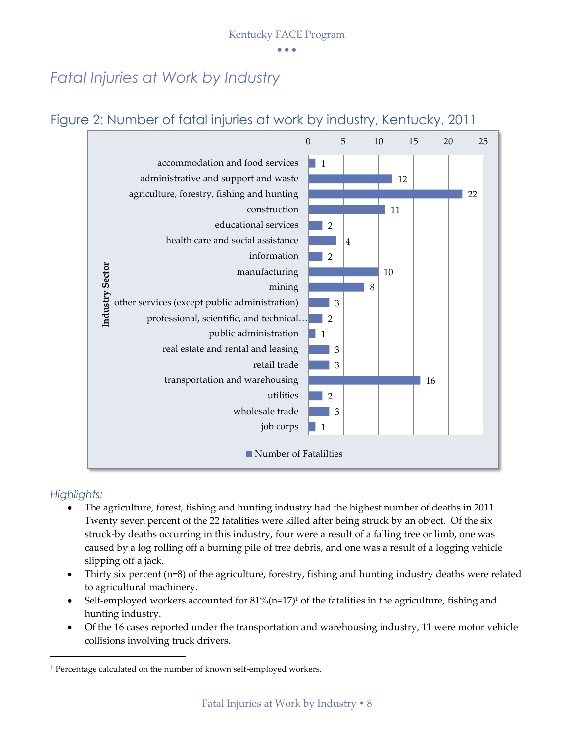## *Fatal Injuries at Work by Industry*

### Figure 2: Number of fatal injuries at work by industry, Kentucky, 2011

| Industry Sector | Number of Fatalilties |
|---|---|
| accommodation and food services | 1 |
| administrative and support and waste | 12 |
| agriculture, forestry, fishing and hunting | 22 |
| construction | 11 |
| educational services | 2 |
| health care and social assistance | 4 |
| information | 2 |
| manufacturing | 10 |
| mining | 8 |
| other services (except public administration) | 3 |
| professional, scientific, and technical… | 2 |
| public administration | 1 |
| real estate and rental and leasing | 3 |
| retail trade | 3 |
| transportation and warehousing | 16 |
| utilities | 2 |
| wholesale trade | 3 |
| job corps | 1 |

*Highlights:*

- The agriculture, forest, fishing and hunting industry had the highest number of deaths in 2011. Twenty seven percent of the 22 fatalities were killed after being struck by an object. Of the six struck-by deaths occurring in this industry, four were a result of a falling tree or limb, one was caused by a log rolling off a burning pile of tree debris, and one was a result of a logging vehicle slipping off a jack.
- Thirty six percent (n=8) of the agriculture, forestry, fishing and hunting industry deaths were related to agricultural machinery.
- Self-employed workers accounted for 81%(n=17)[1] of the fatalities in the agriculture, fishing and hunting industry.
- Of the 16 cases reported under the transportation and warehousing industry, 11 were motor vehicle collisions involving truck drivers.

[1] Percentage calculated on the number of known self-employed workers.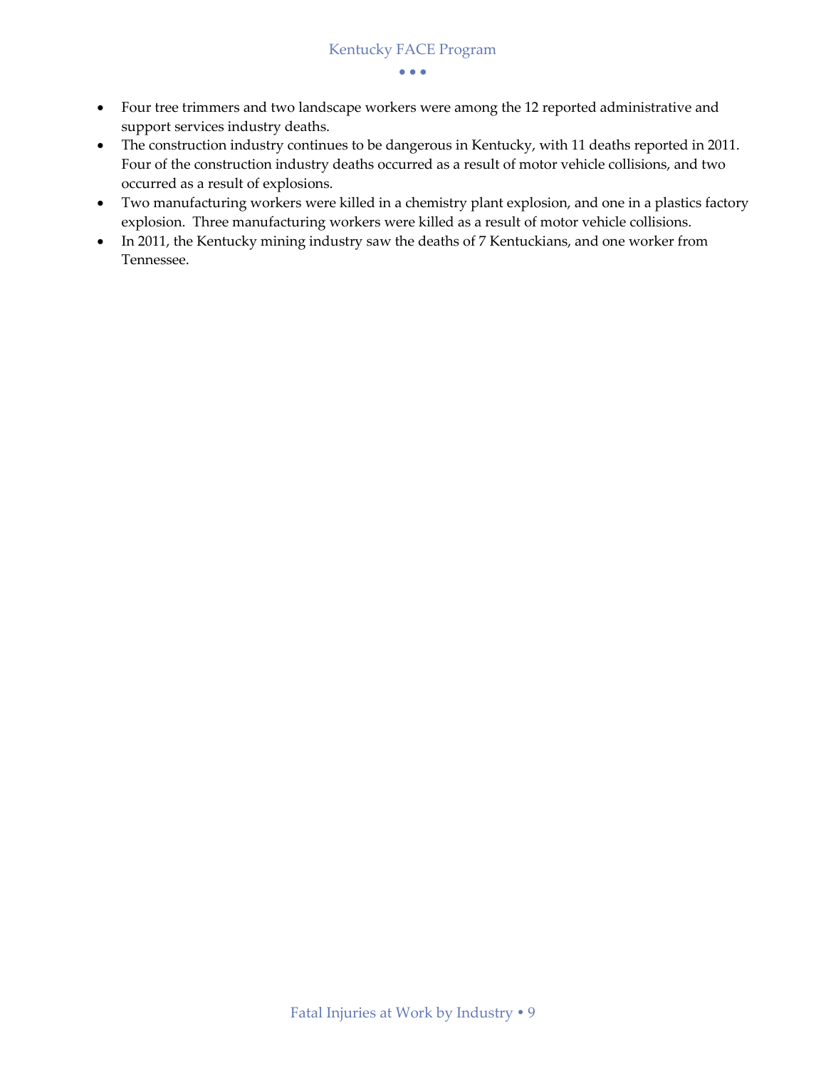- Four tree trimmers and two landscape workers were among the 12 reported administrative and support services industry deaths.
- The construction industry continues to be dangerous in Kentucky, with 11 deaths reported in 2011. Four of the construction industry deaths occurred as a result of motor vehicle collisions, and two occurred as a result of explosions.
- Two manufacturing workers were killed in a chemistry plant explosion, and one in a plastics factory explosion. Three manufacturing workers were killed as a result of motor vehicle collisions.
- In 2011, the Kentucky mining industry saw the deaths of 7 Kentuckians, and one worker from Tennessee.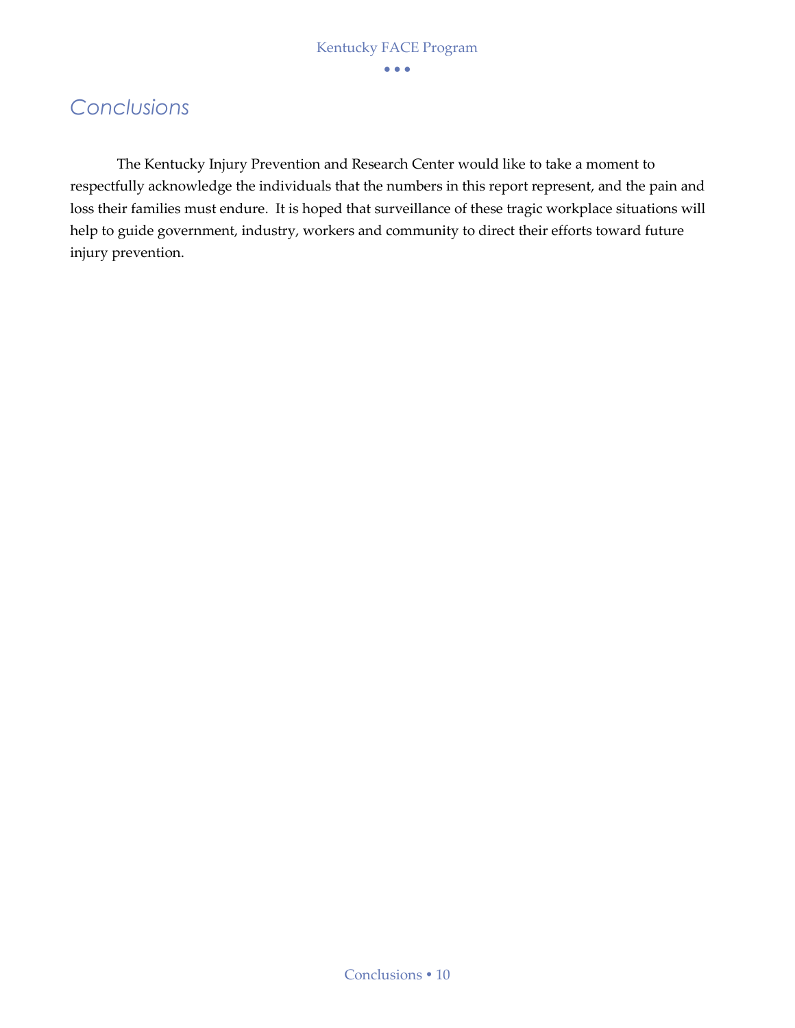# Conclusions

The Kentucky Injury Prevention and Research Center would like to take a moment to respectfully acknowledge the individuals that the numbers in this report represent, and the pain and loss their families must endure. It is hoped that surveillance of these tragic workplace situations will help to guide government, industry, workers and community to direct their efforts toward future injury prevention.